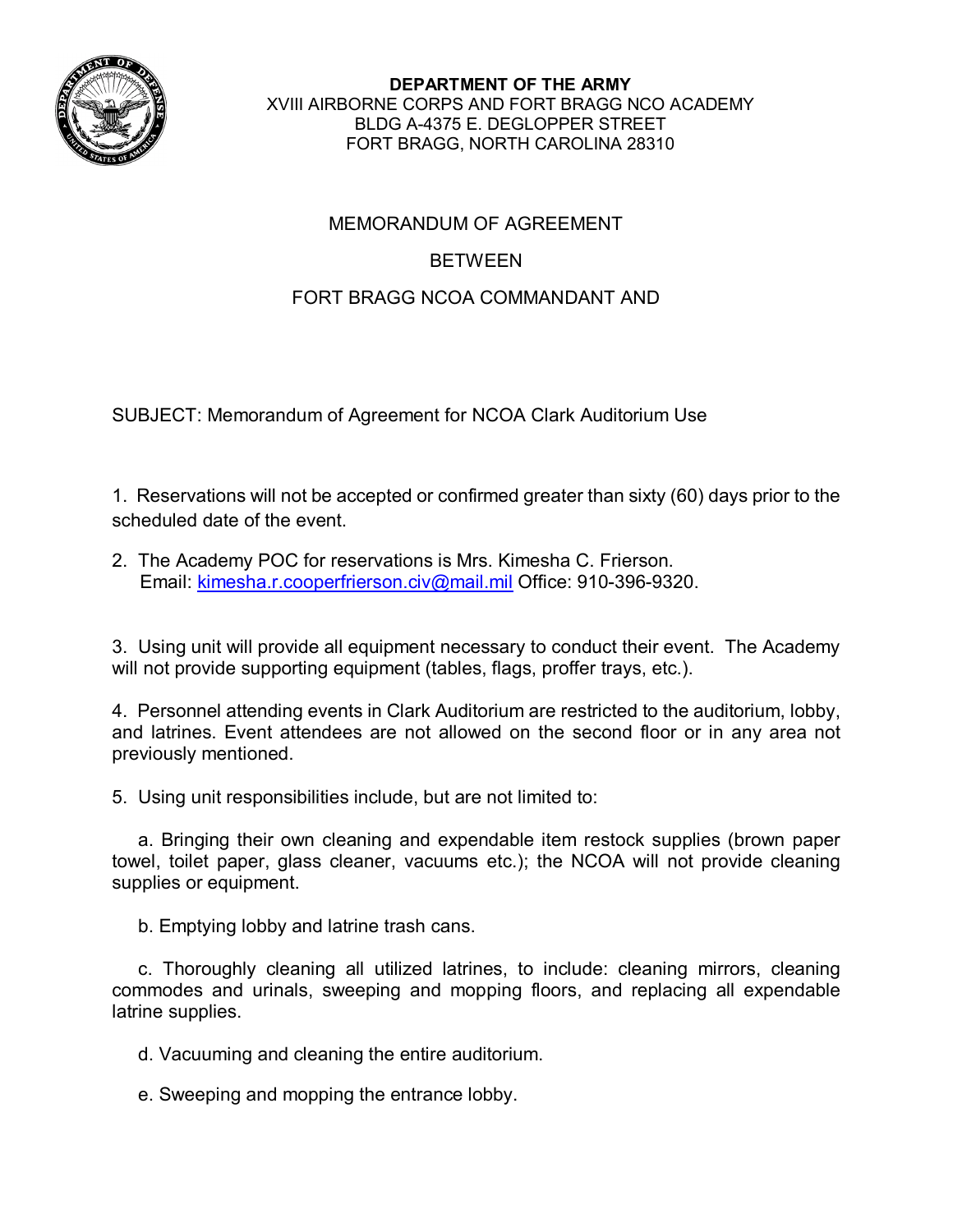**DEPARTMENT OF THE ARMY**
XVIII AIRBORNE CORPS AND FORT BRAGG NCO ACADEMY
BLDG A-4375 E. DEGLOPPER STREET
FORT BRAGG, NORTH CAROLINA 28310

MEMORANDUM OF AGREEMENT

BETWEEN

FORT BRAGG NCOA COMMANDANT AND

SUBJECT: Memorandum of Agreement for NCOA Clark Auditorium Use

1. Reservations will not be accepted or confirmed greater than sixty (60) days prior to the scheduled date of the event.

2. The Academy POC for reservations is Mrs. Kimesha C. Frierson.
   Email: [kimesha.r.cooperfrierson.civ@mail.mil](mailto:kimesha.r.cooperfrierson.civ@mail.mil) Office: 910-396-9320.

3. Using unit will provide all equipment necessary to conduct their event. The Academy will not provide supporting equipment (tables, flags, proffer trays, etc.).

4. Personnel attending events in Clark Auditorium are restricted to the auditorium, lobby, and latrines. Event attendees are not allowed on the second floor or in any area not previously mentioned.

5. Using unit responsibilities include, but are not limited to:

   a. Bringing their own cleaning and expendable item restock supplies (brown paper towel, toilet paper, glass cleaner, vacuums etc.); the NCOA will not provide cleaning supplies or equipment.

   b. Emptying lobby and latrine trash cans.

   c. Thoroughly cleaning all utilized latrines, to include: cleaning mirrors, cleaning commodes and urinals, sweeping and mopping floors, and replacing all expendable latrine supplies.

   d. Vacuuming and cleaning the entire auditorium.

   e. Sweeping and mopping the entrance lobby.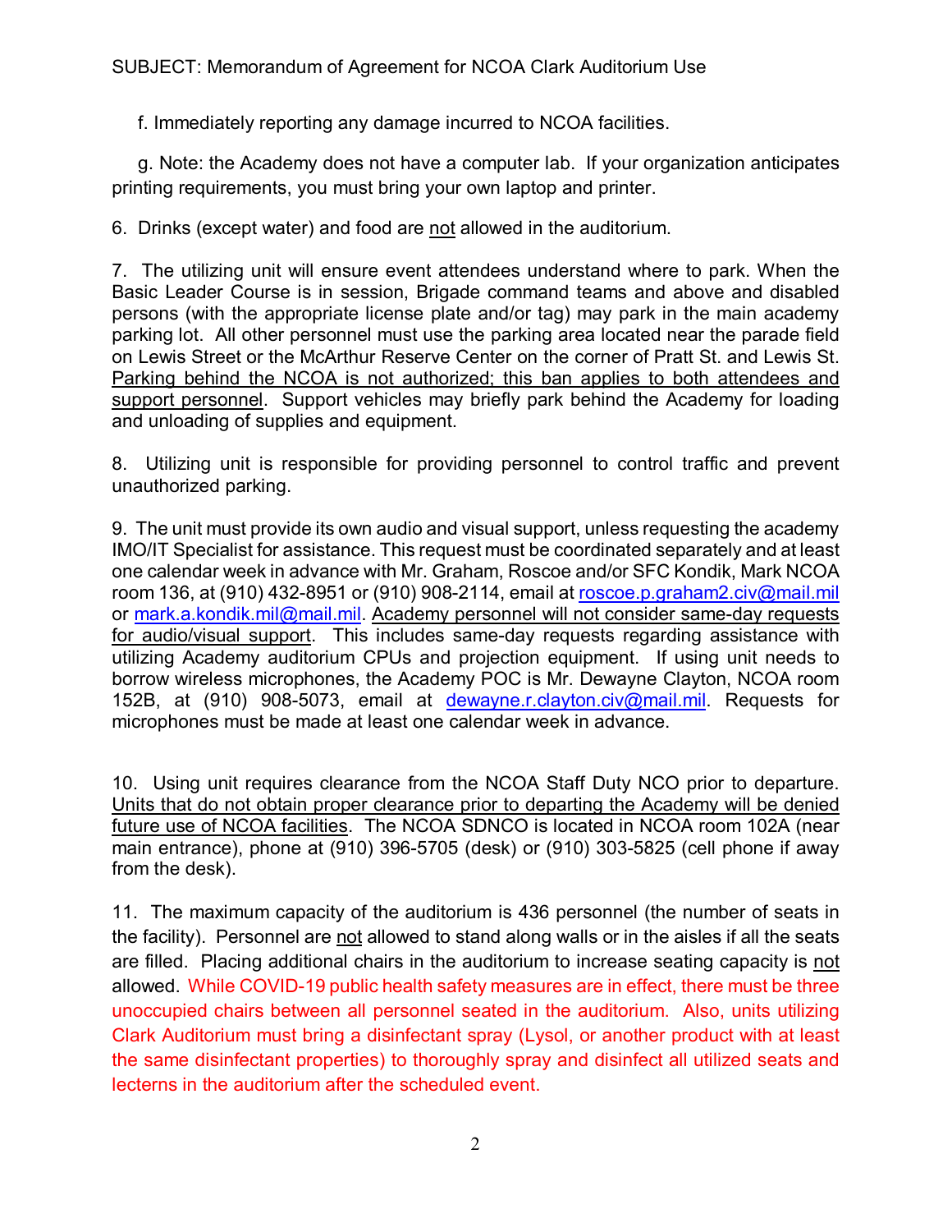f. Immediately reporting any damage incurred to NCOA facilities.

g. Note: the Academy does not have a computer lab. If your organization anticipates printing requirements, you must bring your own laptop and printer.

6. Drinks (except water) and food are not allowed in the auditorium.

7. The utilizing unit will ensure event attendees understand where to park. When the Basic Leader Course is in session, Brigade command teams and above and disabled persons (with the appropriate license plate and/or tag) may park in the main academy parking lot. All other personnel must use the parking area located near the parade field on Lewis Street or the McArthur Reserve Center on the corner of Pratt St. and Lewis St. Parking behind the NCOA is not authorized; this ban applies to both attendees and support personnel. Support vehicles may briefly park behind the Academy for loading and unloading of supplies and equipment.

8. Utilizing unit is responsible for providing personnel to control traffic and prevent unauthorized parking.

9. The unit must provide its own audio and visual support, unless requesting the academy IMO/IT Specialist for assistance. This request must be coordinated separately and at least one calendar week in advance with Mr. Graham, Roscoe and/or SFC Kondik, Mark NCOA room 136, at (910) 432-8951 or (910) 908-2114, email at roscoe.p.graham2.civ@mail.mil or mark.a.kondik.mil@mail.mil. Academy personnel will not consider same-day requests for audio/visual support. This includes same-day requests regarding assistance with utilizing Academy auditorium CPUs and projection equipment. If using unit needs to borrow wireless microphones, the Academy POC is Mr. Dewayne Clayton, NCOA room 152B, at (910) 908-5073, email at dewayne.r.clayton.civ@mail.mil. Requests for microphones must be made at least one calendar week in advance.

10. Using unit requires clearance from the NCOA Staff Duty NCO prior to departure. Units that do not obtain proper clearance prior to departing the Academy will be denied future use of NCOA facilities. The NCOA SDNCO is located in NCOA room 102A (near main entrance), phone at (910) 396-5705 (desk) or (910) 303-5825 (cell phone if away from the desk).

11. The maximum capacity of the auditorium is 436 personnel (the number of seats in the facility). Personnel are not allowed to stand along walls or in the aisles if all the seats are filled. Placing additional chairs in the auditorium to increase seating capacity is not allowed. While COVID-19 public health safety measures are in effect, there must be three unoccupied chairs between all personnel seated in the auditorium. Also, units utilizing Clark Auditorium must bring a disinfectant spray (Lysol, or another product with at least the same disinfectant properties) to thoroughly spray and disinfect all utilized seats and lecterns in the auditorium after the scheduled event.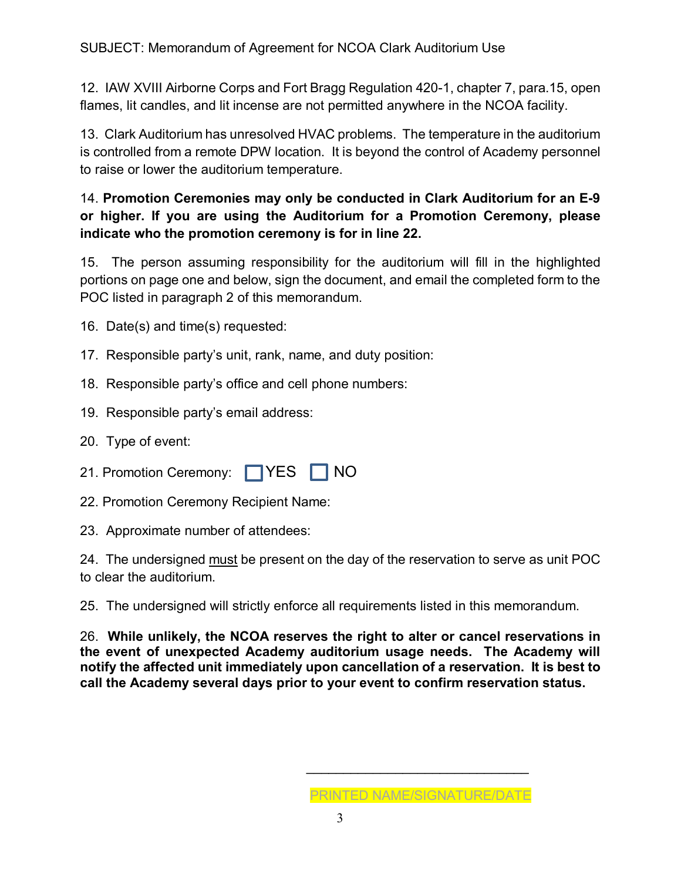SUBJECT: Memorandum of Agreement for NCOA Clark Auditorium Use

12. IAW XVIII Airborne Corps and Fort Bragg Regulation 420-1, chapter 7, para.15, open flames, lit candles, and lit incense are not permitted anywhere in the NCOA facility.

13. Clark Auditorium has unresolved HVAC problems. The temperature in the auditorium is controlled from a remote DPW location. It is beyond the control of Academy personnel to raise or lower the auditorium temperature.

14. **Promotion Ceremonies may only be conducted in Clark Auditorium for an E-9 or higher. If you are using the Auditorium for a Promotion Ceremony, please indicate who the promotion ceremony is for in line 22.**

15. The person assuming responsibility for the auditorium will fill in the highlighted portions on page one and below, sign the document, and email the completed form to the POC listed in paragraph 2 of this memorandum.

16. Date(s) and time(s) requested:

17. Responsible party's unit, rank, name, and duty position:

18. Responsible party's office and cell phone numbers:

19. Responsible party's email address:

20. Type of event:

21. Promotion Ceremony: ☐ YES ☐ NO

22. Promotion Ceremony Recipient Name:

23. Approximate number of attendees:

24. The undersigned must be present on the day of the reservation to serve as unit POC to clear the auditorium.

25. The undersigned will strictly enforce all requirements listed in this memorandum.

26. **While unlikely, the NCOA reserves the right to alter or cancel reservations in the event of unexpected Academy auditorium usage needs. The Academy will notify the affected unit immediately upon cancellation of a reservation. It is best to call the Academy several days prior to your event to confirm reservation status.**

\_\_\_\_\_\_\_\_\_\_\_\_\_\_\_\_\_\_\_\_\_\_\_\_\_\_\_\_\_\_\_\_

PRINTED NAME/SIGNATURE/DATE